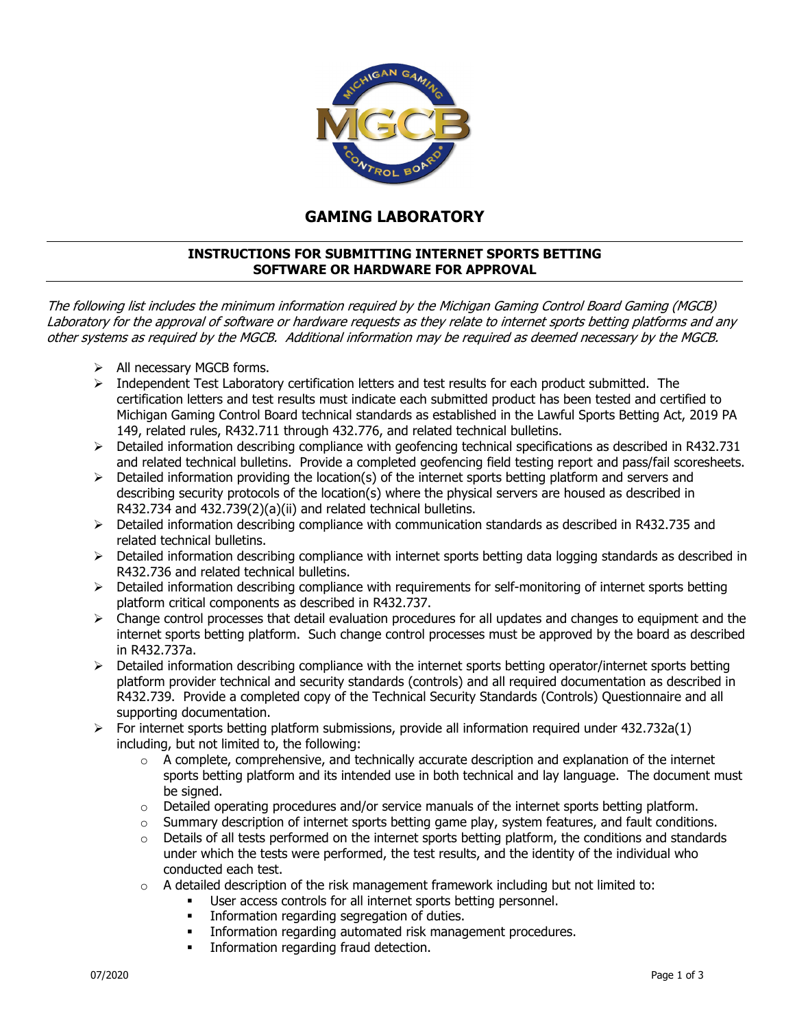# GAMING LABORATORY

## INSTRUCTIONS FOR SUBMITTING INTERNET SPORTS BETTING SOFTWARE OR HARDWARE FOR APPROVAL

*The following list includes the minimum information required by the Michigan Gaming Control Board Gaming (MGCB) Laboratory for the approval of software or hardware requests as they relate to internet sports betting platforms and any other systems as required by the MGCB. Additional information may be required as deemed necessary by the MGCB.*

- All necessary MGCB forms.
- Independent Test Laboratory certification letters and test results for each product submitted. The certification letters and test results must indicate each submitted product has been tested and certified to Michigan Gaming Control Board technical standards as established in the Lawful Sports Betting Act, 2019 PA 149, related rules, R432.711 through 432.776, and related technical bulletins.
- Detailed information describing compliance with geofencing technical specifications as described in R432.731 and related technical bulletins. Provide a completed geofencing field testing report and pass/fail scoresheets.
- Detailed information providing the location(s) of the internet sports betting platform and servers and describing security protocols of the location(s) where the physical servers are housed as described in R432.734 and 432.739(2)(a)(ii) and related technical bulletins.
- Detailed information describing compliance with communication standards as described in R432.735 and related technical bulletins.
- Detailed information describing compliance with internet sports betting data logging standards as described in R432.736 and related technical bulletins.
- Detailed information describing compliance with requirements for self-monitoring of internet sports betting platform critical components as described in R432.737.
- Change control processes that detail evaluation procedures for all updates and changes to equipment and the internet sports betting platform. Such change control processes must be approved by the board as described in R432.737a.
- Detailed information describing compliance with the internet sports betting operator/internet sports betting platform provider technical and security standards (controls) and all required documentation as described in R432.739. Provide a completed copy of the Technical Security Standards (Controls) Questionnaire and all supporting documentation.
- For internet sports betting platform submissions, provide all information required under 432.732a(1) including, but not limited to, the following:
  - A complete, comprehensive, and technically accurate description and explanation of the internet sports betting platform and its intended use in both technical and lay language. The document must be signed.
  - Detailed operating procedures and/or service manuals of the internet sports betting platform.
  - Summary description of internet sports betting game play, system features, and fault conditions.
  - Details of all tests performed on the internet sports betting platform, the conditions and standards under which the tests were performed, the test results, and the identity of the individual who conducted each test.
  - A detailed description of the risk management framework including but not limited to:
    - User access controls for all internet sports betting personnel.
    - Information regarding segregation of duties.
    - Information regarding automated risk management procedures.
    - Information regarding fraud detection.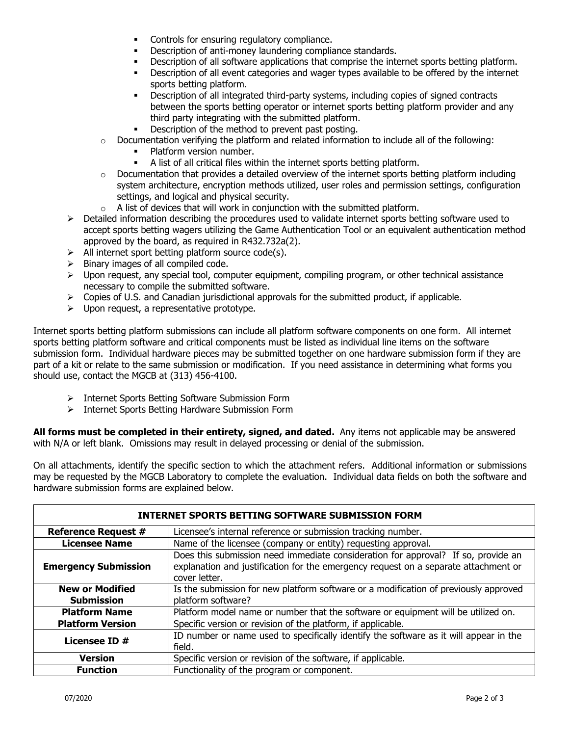- Controls for ensuring regulatory compliance.
        - Description of anti-money laundering compliance standards.
        - Description of all software applications that comprise the internet sports betting platform.
        - Description of all event categories and wager types available to be offered by the internet sports betting platform.
        - Description of all integrated third-party systems, including copies of signed contracts between the sports betting operator or internet sports betting platform provider and any third party integrating with the submitted platform.
        - Description of the method to prevent past posting.
    - Documentation verifying the platform and related information to include all of the following:
        - Platform version number.
        - A list of all critical files within the internet sports betting platform.
    - Documentation that provides a detailed overview of the internet sports betting platform including system architecture, encryption methods utilized, user roles and permission settings, configuration settings, and logical and physical security.
    - A list of devices that will work in conjunction with the submitted platform.
- Detailed information describing the procedures used to validate internet sports betting software used to accept sports betting wagers utilizing the Game Authentication Tool or an equivalent authentication method approved by the board, as required in R432.732a(2).
- All internet sport betting platform source code(s).
- Binary images of all compiled code.
- Upon request, any special tool, computer equipment, compiling program, or other technical assistance necessary to compile the submitted software.
- Copies of U.S. and Canadian jurisdictional approvals for the submitted product, if applicable.
- Upon request, a representative prototype.

Internet sports betting platform submissions can include all platform software components on one form. All internet sports betting platform software and critical components must be listed as individual line items on the software submission form. Individual hardware pieces may be submitted together on one hardware submission form if they are part of a kit or relate to the same submission or modification. If you need assistance in determining what forms you should use, contact the MGCB at (313) 456-4100.

- Internet Sports Betting Software Submission Form
- Internet Sports Betting Hardware Submission Form

**All forms must be completed in their entirety, signed, and dated.** Any items not applicable may be answered with N/A or left blank. Omissions may result in delayed processing or denial of the submission.

On all attachments, identify the specific section to which the attachment refers. Additional information or submissions may be requested by the MGCB Laboratory to complete the evaluation. Individual data fields on both the software and hardware submission forms are explained below.

| **INTERNET SPORTS BETTING SOFTWARE SUBMISSION FORM** | |
|---|---|
| **Reference Request #** | Licensee's internal reference or submission tracking number. |
| **Licensee Name** | Name of the licensee (company or entity) requesting approval. |
| **Emergency Submission** | Does this submission need immediate consideration for approval? If so, provide an explanation and justification for the emergency request on a separate attachment or cover letter. |
| **New or Modified Submission** | Is the submission for new platform software or a modification of previously approved platform software? |
| **Platform Name** | Platform model name or number that the software or equipment will be utilized on. |
| **Platform Version** | Specific version or revision of the platform, if applicable. |
| **Licensee ID #** | ID number or name used to specifically identify the software as it will appear in the field. |
| **Version** | Specific version or revision of the software, if applicable. |
| **Function** | Functionality of the program or component. |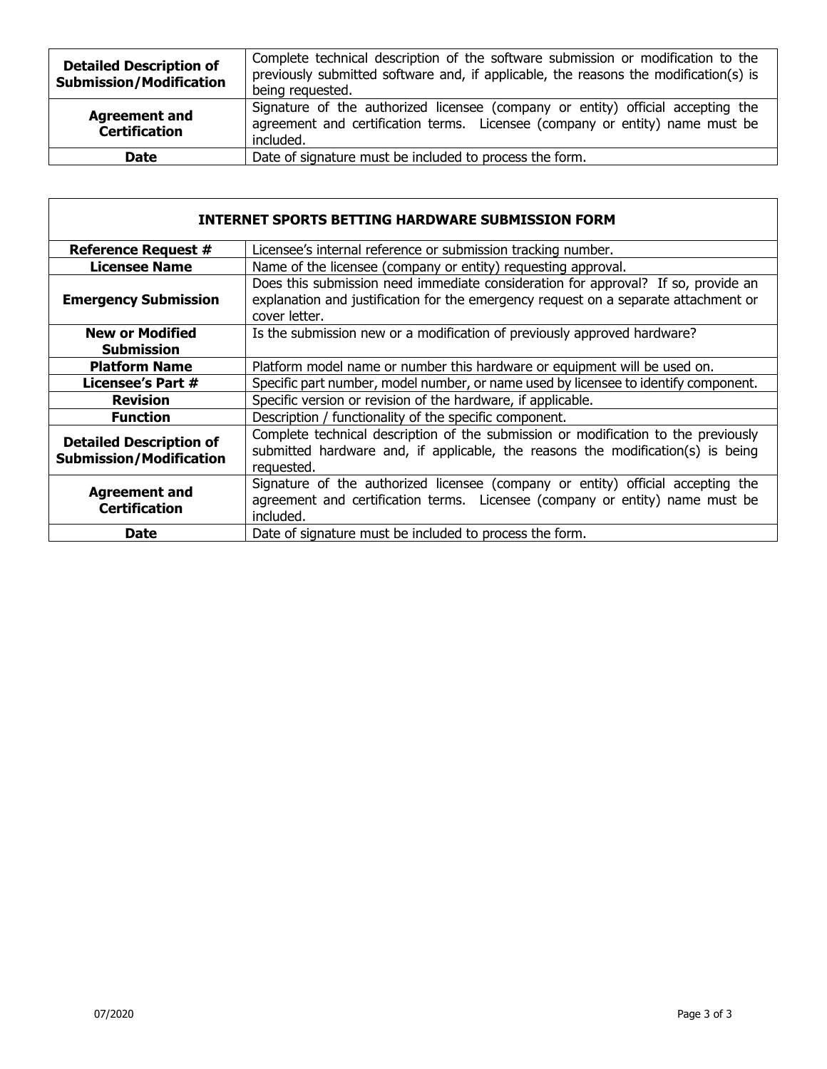| | |
|---|---|
| **Detailed Description of Submission/Modification** | Complete technical description of the software submission or modification to the previously submitted software and, if applicable, the reasons the modification(s) is being requested. |
| **Agreement and Certification** | Signature of the authorized licensee (company or entity) official accepting the agreement and certification terms. Licensee (company or entity) name must be included. |
| **Date** | Date of signature must be included to process the form. |

| **INTERNET SPORTS BETTING HARDWARE SUBMISSION FORM** | |
|---|---|
| **Reference Request #** | Licensee's internal reference or submission tracking number. |
| **Licensee Name** | Name of the licensee (company or entity) requesting approval. |
| **Emergency Submission** | Does this submission need immediate consideration for approval? If so, provide an explanation and justification for the emergency request on a separate attachment or cover letter. |
| **New or Modified Submission** | Is the submission new or a modification of previously approved hardware? |
| **Platform Name** | Platform model name or number this hardware or equipment will be used on. |
| **Licensee's Part #** | Specific part number, model number, or name used by licensee to identify component. |
| **Revision** | Specific version or revision of the hardware, if applicable. |
| **Function** | Description / functionality of the specific component. |
| **Detailed Description of Submission/Modification** | Complete technical description of the submission or modification to the previously submitted hardware and, if applicable, the reasons the modification(s) is being requested. |
| **Agreement and Certification** | Signature of the authorized licensee (company or entity) official accepting the agreement and certification terms. Licensee (company or entity) name must be included. |
| **Date** | Date of signature must be included to process the form. |

07/2020